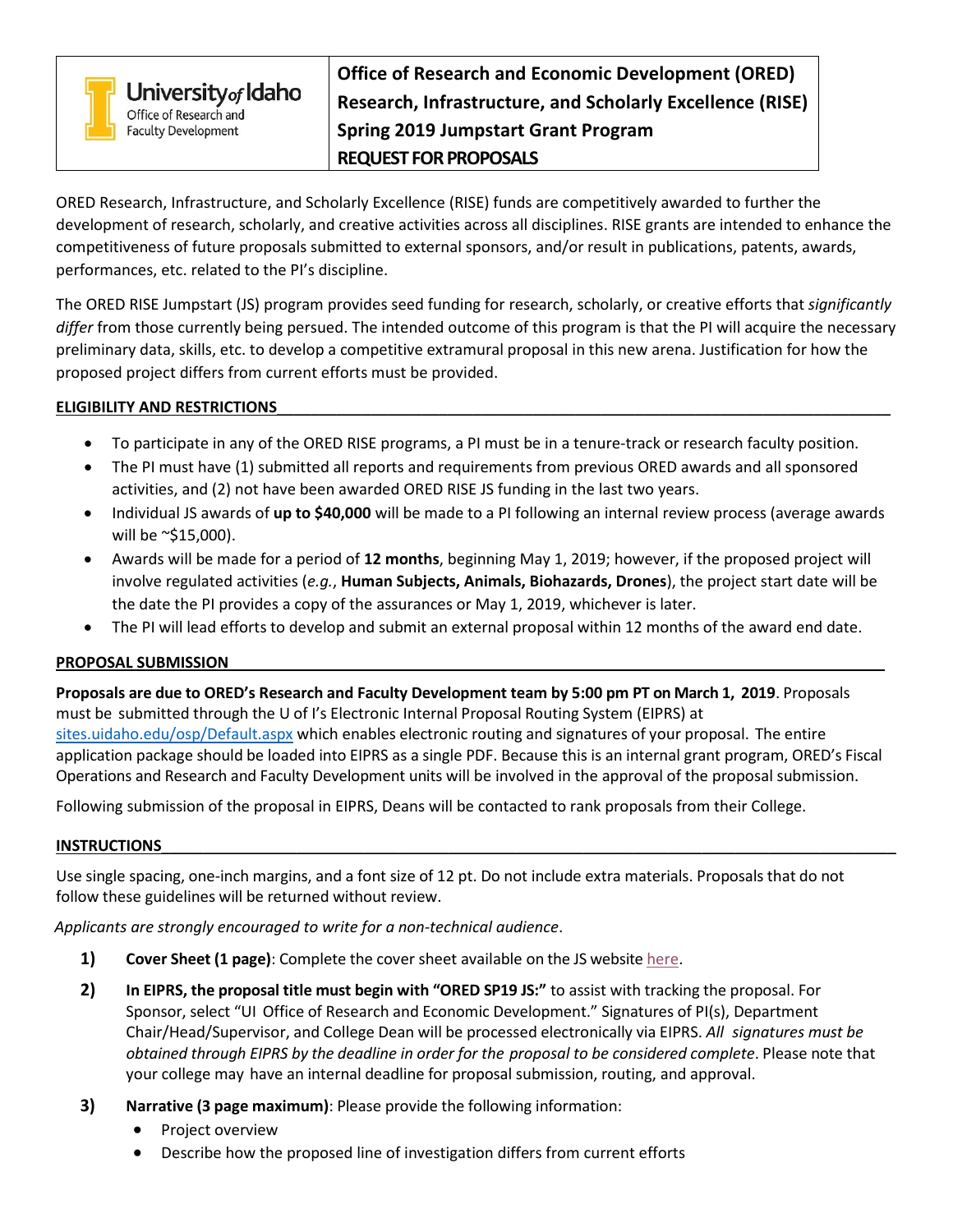University of Idaho
Office of Research and Faculty Development

# Office of Research and Economic Development (ORED) Research, Infrastructure, and Scholarly Excellence (RISE) Spring 2019 Jumpstart Grant Program REQUEST FOR PROPOSALS

ORED Research, Infrastructure, and Scholarly Excellence (RISE) funds are competitively awarded to further the development of research, scholarly, and creative activities across all disciplines. RISE grants are intended to enhance the competitiveness of future proposals submitted to external sponsors, and/or result in publications, patents, awards, performances, etc. related to the PI's discipline.

The ORED RISE Jumpstart (JS) program provides seed funding for research, scholarly, or creative efforts that *significantly differ* from those currently being persued. The intended outcome of this program is that the PI will acquire the necessary preliminary data, skills, etc. to develop a competitive extramural proposal in this new arena. Justification for how the proposed project differs from current efforts must be provided.

## ELIGIBILITY AND RESTRICTIONS

- To participate in any of the ORED RISE programs, a PI must be in a tenure-track or research faculty position.
- The PI must have (1) submitted all reports and requirements from previous ORED awards and all sponsored activities, and (2) not have been awarded ORED RISE JS funding in the last two years.
- Individual JS awards of **up to $40,000** will be made to a PI following an internal review process (average awards will be ~$15,000).
- Awards will be made for a period of **12 months**, beginning May 1, 2019; however, if the proposed project will involve regulated activities (*e.g.*, **Human Subjects, Animals, Biohazards, Drones**), the project start date will be the date the PI provides a copy of the assurances or May 1, 2019, whichever is later.
- The PI will lead efforts to develop and submit an external proposal within 12 months of the award end date.

## PROPOSAL SUBMISSION

**Proposals are due to ORED's Research and Faculty Development team by 5:00 pm PT on March 1, 2019**. Proposals must be submitted through the U of I's Electronic Internal Proposal Routing System (EIPRS) at [sites.uidaho.edu/osp/Default.aspx](sites.uidaho.edu/osp/Default.aspx) which enables electronic routing and signatures of your proposal. The entire application package should be loaded into EIPRS as a single PDF. Because this is an internal grant program, ORED's Fiscal Operations and Research and Faculty Development units will be involved in the approval of the proposal submission.

Following submission of the proposal in EIPRS, Deans will be contacted to rank proposals from their College.

## INSTRUCTIONS

Use single spacing, one-inch margins, and a font size of 12 pt. Do not include extra materials. Proposals that do not follow these guidelines will be returned without review.

*Applicants are strongly encouraged to write for a non-technical audience*.

1) **Cover Sheet (1 page)**: Complete the cover sheet available on the JS website here.
2) **In EIPRS, the proposal title must begin with "ORED SP19 JS:"** to assist with tracking the proposal. For Sponsor, select "UI Office of Research and Economic Development." Signatures of PI(s), Department Chair/Head/Supervisor, and College Dean will be processed electronically via EIPRS. *All signatures must be obtained through EIPRS by the deadline in order for the proposal to be considered complete*. Please note that your college may have an internal deadline for proposal submission, routing, and approval.
3) **Narrative (3 page maximum)**: Please provide the following information:
   - Project overview
   - Describe how the proposed line of investigation differs from current efforts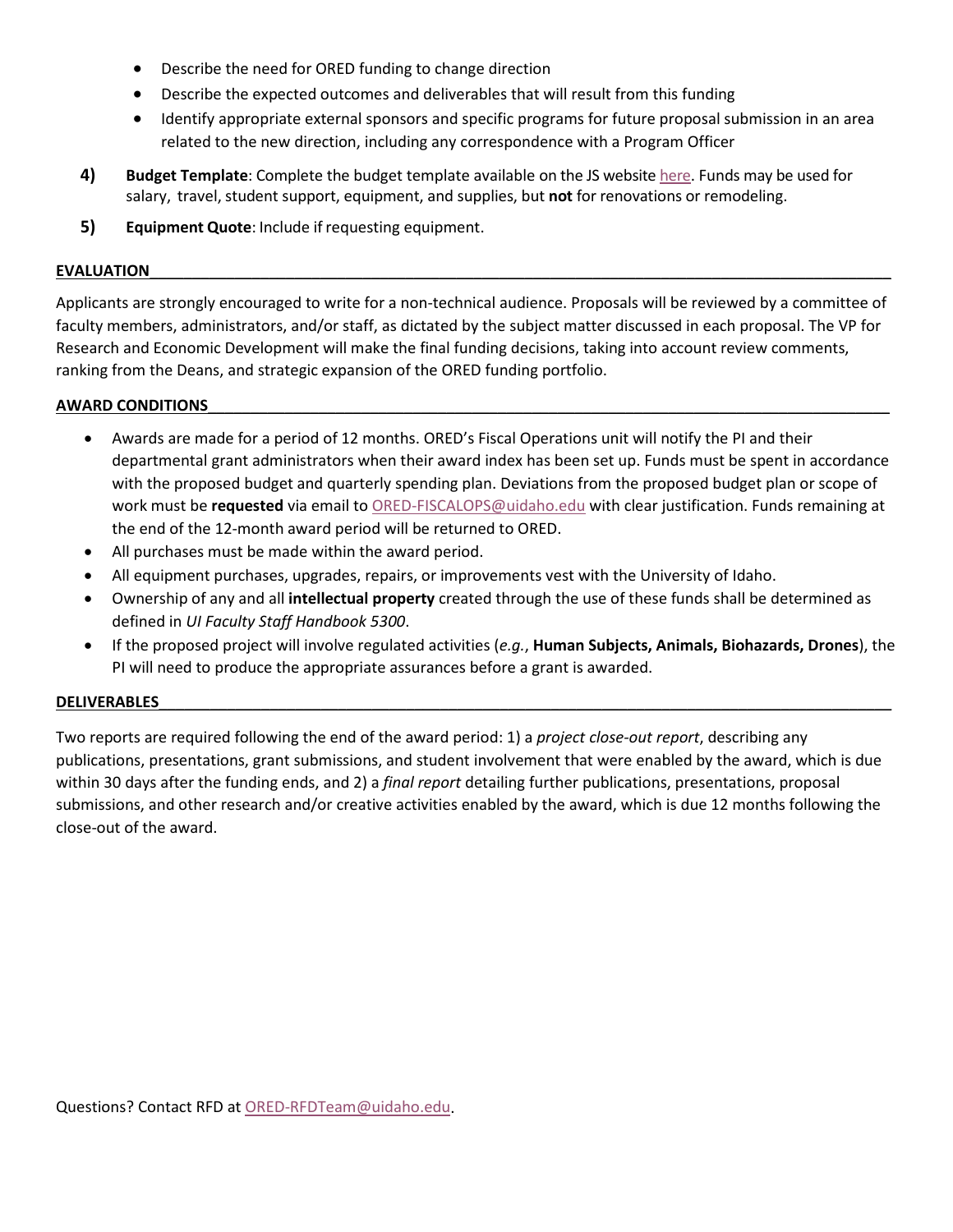- Describe the need for ORED funding to change direction
- Describe the expected outcomes and deliverables that will result from this funding
- Identify appropriate external sponsors and specific programs for future proposal submission in an area related to the new direction, including any correspondence with a Program Officer

4) **Budget Template**: Complete the budget template available on the JS website here. Funds may be used for salary, travel, student support, equipment, and supplies, but **not** for renovations or remodeling.

5) **Equipment Quote**: Include if requesting equipment.

**EVALUATION**

Applicants are strongly encouraged to write for a non-technical audience. Proposals will be reviewed by a committee of faculty members, administrators, and/or staff, as dictated by the subject matter discussed in each proposal. The VP for Research and Economic Development will make the final funding decisions, taking into account review comments, ranking from the Deans, and strategic expansion of the ORED funding portfolio.

**AWARD CONDITIONS**

- Awards are made for a period of 12 months. ORED's Fiscal Operations unit will notify the PI and their departmental grant administrators when their award index has been set up. Funds must be spent in accordance with the proposed budget and quarterly spending plan. Deviations from the proposed budget plan or scope of work must be **requested** via email to ORED-FISCALOPS@uidaho.edu with clear justification. Funds remaining at the end of the 12-month award period will be returned to ORED.
- All purchases must be made within the award period.
- All equipment purchases, upgrades, repairs, or improvements vest with the University of Idaho.
- Ownership of any and all **intellectual property** created through the use of these funds shall be determined as defined in *UI Faculty Staff Handbook 5300*.
- If the proposed project will involve regulated activities (*e.g.*, **Human Subjects, Animals, Biohazards, Drones**), the PI will need to produce the appropriate assurances before a grant is awarded.

**DELIVERABLES**

Two reports are required following the end of the award period: 1) a *project close-out report*, describing any publications, presentations, grant submissions, and student involvement that were enabled by the award, which is due within 30 days after the funding ends, and 2) a *final report* detailing further publications, presentations, proposal submissions, and other research and/or creative activities enabled by the award, which is due 12 months following the close-out of the award.

Questions? Contact RFD at ORED-RFDTeam@uidaho.edu.